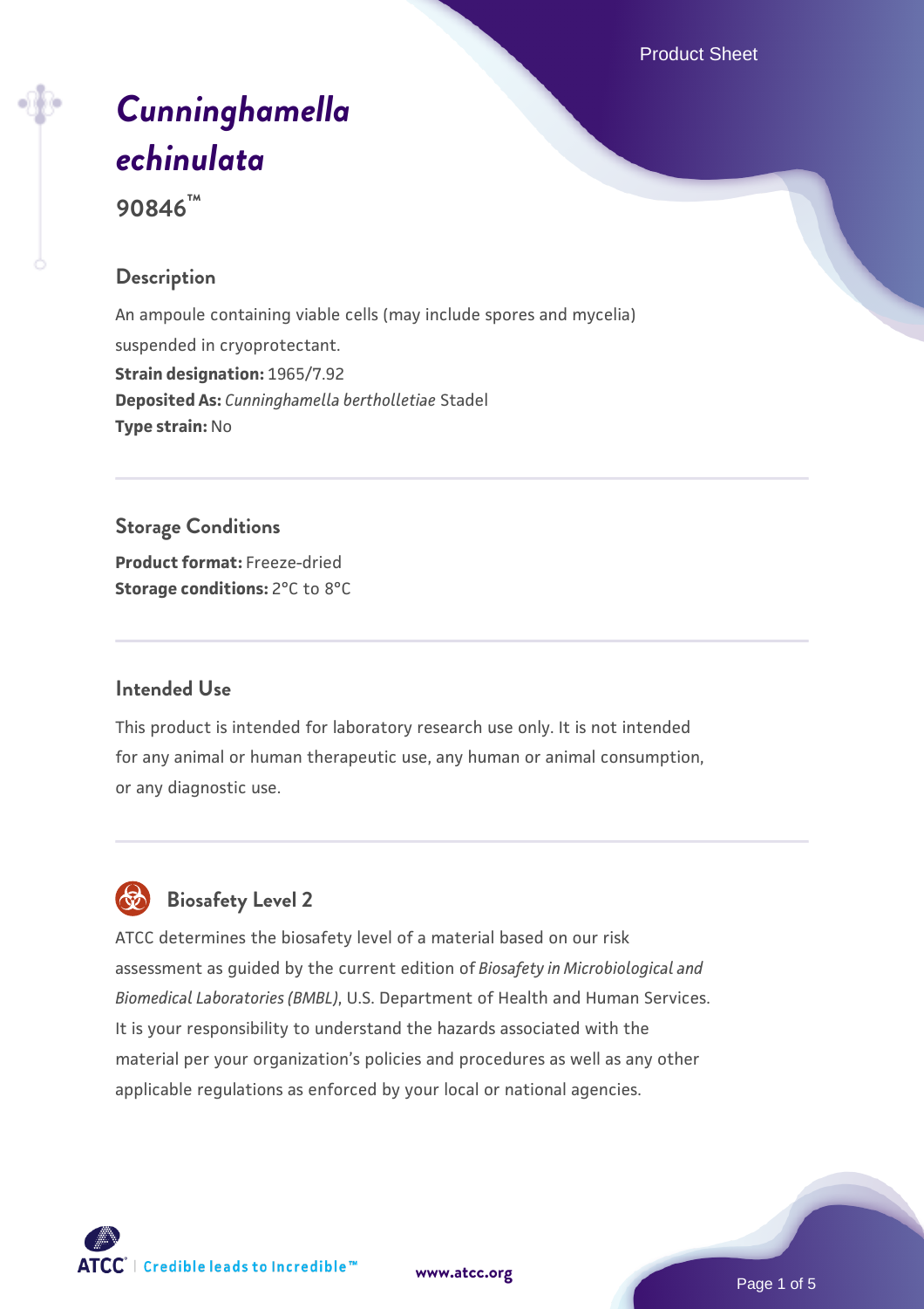# *Cunninghamella echinulata*

**90846™**

## Description

An ampoule containing viable cells (may include spores and mycelia) suspended in cryoprotectant.

**Strain designation:** 1965/7.92

**Deposited As:** *Cunninghamella bertholletiae* Stadel

**Type strain:** No

## Storage Conditions

**Product format:** Freeze-dried

**Storage conditions:** 2°C to 8°C

## Intended Use

This product is intended for laboratory research use only. It is not intended for any animal or human therapeutic use, any human or animal consumption, or any diagnostic use.

## Biosafety Level 2

ATCC determines the biosafety level of a material based on our risk assessment as guided by the current edition of *Biosafety in Microbiological and Biomedical Laboratories (BMBL)*, U.S. Department of Health and Human Services. It is your responsibility to understand the hazards associated with the material per your organization's policies and procedures as well as any other applicable regulations as enforced by your local or national agencies.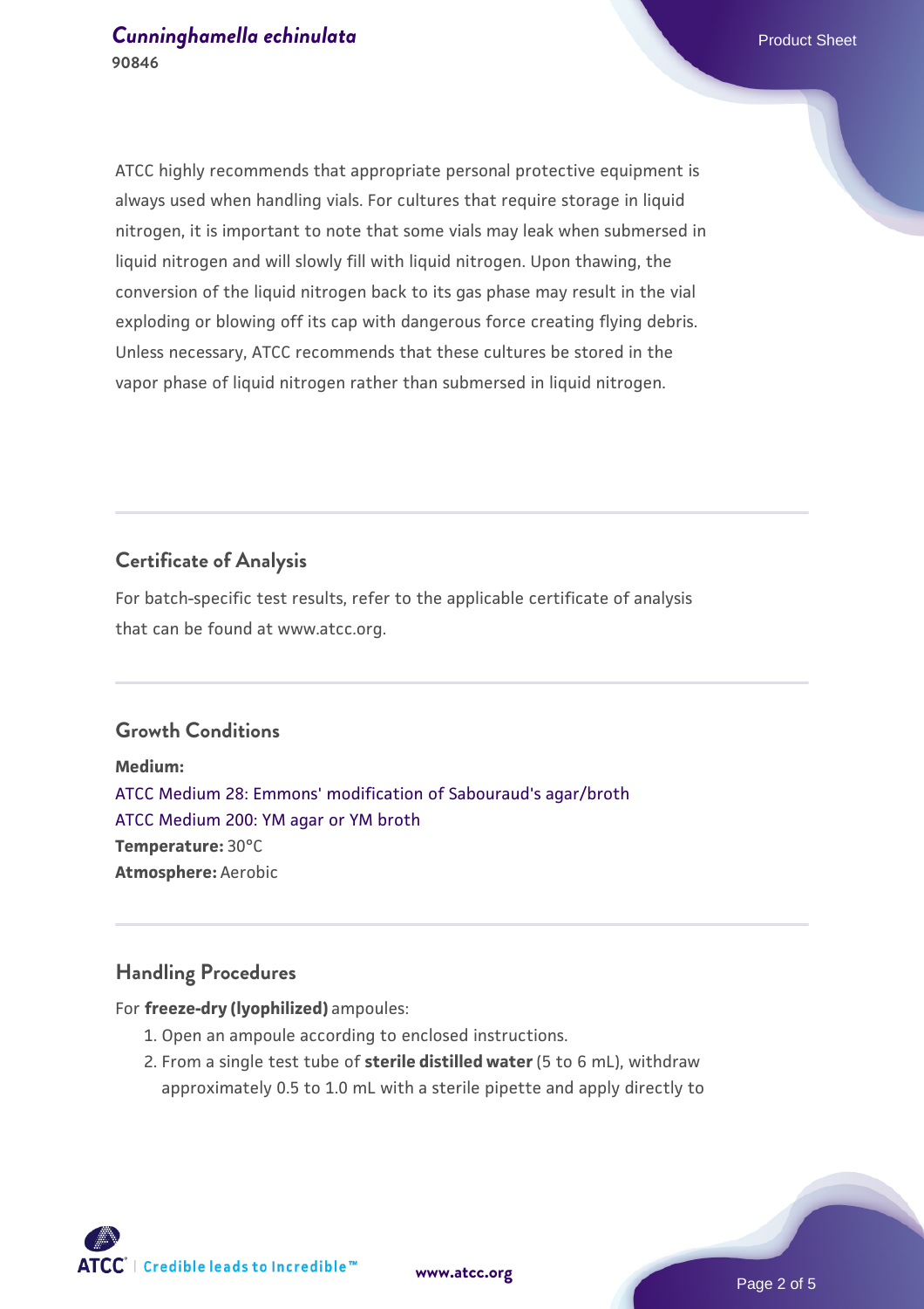ATCC highly recommends that appropriate personal protective equipment is always used when handling vials. For cultures that require storage in liquid nitrogen, it is important to note that some vials may leak when submersed in liquid nitrogen and will slowly fill with liquid nitrogen. Upon thawing, the conversion of the liquid nitrogen back to its gas phase may result in the vial exploding or blowing off its cap with dangerous force creating flying debris. Unless necessary, ATCC recommends that these cultures be stored in the vapor phase of liquid nitrogen rather than submersed in liquid nitrogen.

## Certificate of Analysis

For batch-specific test results, refer to the applicable certificate of analysis that can be found at www.atcc.org.

## Growth Conditions

**Medium:**
ATCC Medium 28: Emmons' modification of Sabouraud's agar/broth
ATCC Medium 200: YM agar or YM broth
**Temperature:** 30°C
**Atmosphere:** Aerobic

## Handling Procedures

For **freeze-dry (lyophilized)** ampoules:

1. Open an ampoule according to enclosed instructions.
2. From a single test tube of **sterile distilled water** (5 to 6 mL), withdraw approximately 0.5 to 1.0 mL with a sterile pipette and apply directly to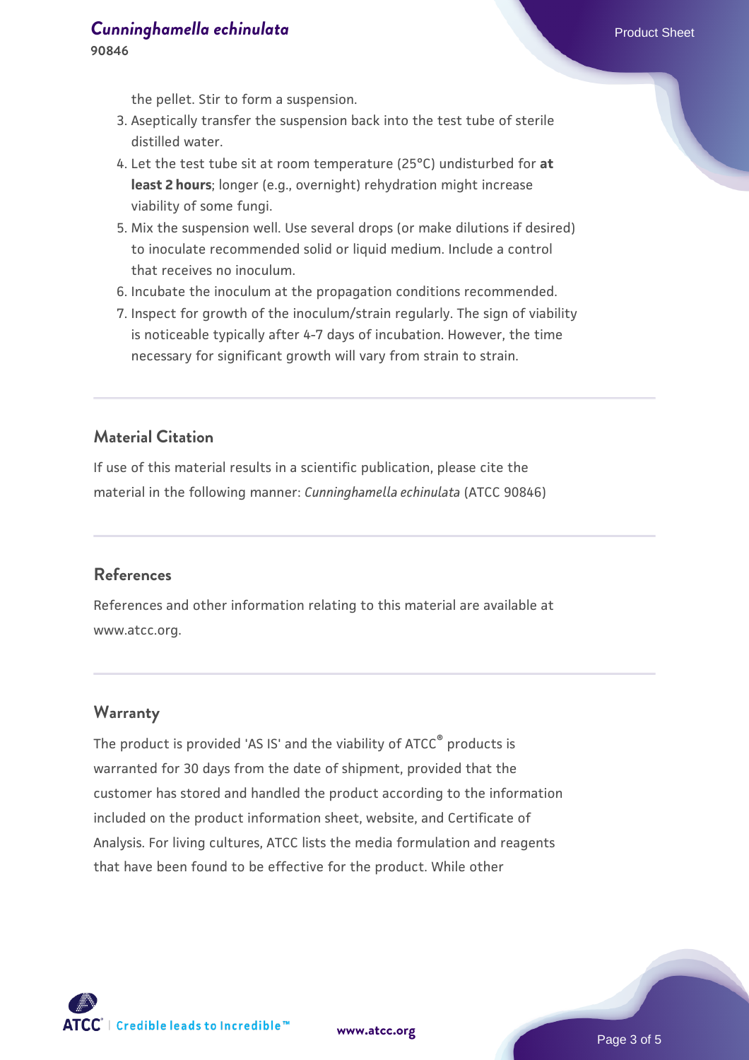the pellet. Stir to form a suspension.

3. Aseptically transfer the suspension back into the test tube of sterile distilled water.
4. Let the test tube sit at room temperature (25°C) undisturbed for **at least 2 hours**; longer (e.g., overnight) rehydration might increase viability of some fungi.
5. Mix the suspension well. Use several drops (or make dilutions if desired) to inoculate recommended solid or liquid medium. Include a control that receives no inoculum.
6. Incubate the inoculum at the propagation conditions recommended.
7. Inspect for growth of the inoculum/strain regularly. The sign of viability is noticeable typically after 4-7 days of incubation. However, the time necessary for significant growth will vary from strain to strain.

## Material Citation

If use of this material results in a scientific publication, please cite the material in the following manner: *Cunninghamella echinulata* (ATCC 90846)

## References

References and other information relating to this material are available at www.atcc.org.

## Warranty

The product is provided 'AS IS' and the viability of ATCC® products is warranted for 30 days from the date of shipment, provided that the customer has stored and handled the product according to the information included on the product information sheet, website, and Certificate of Analysis. For living cultures, ATCC lists the media formulation and reagents that have been found to be effective for the product. While other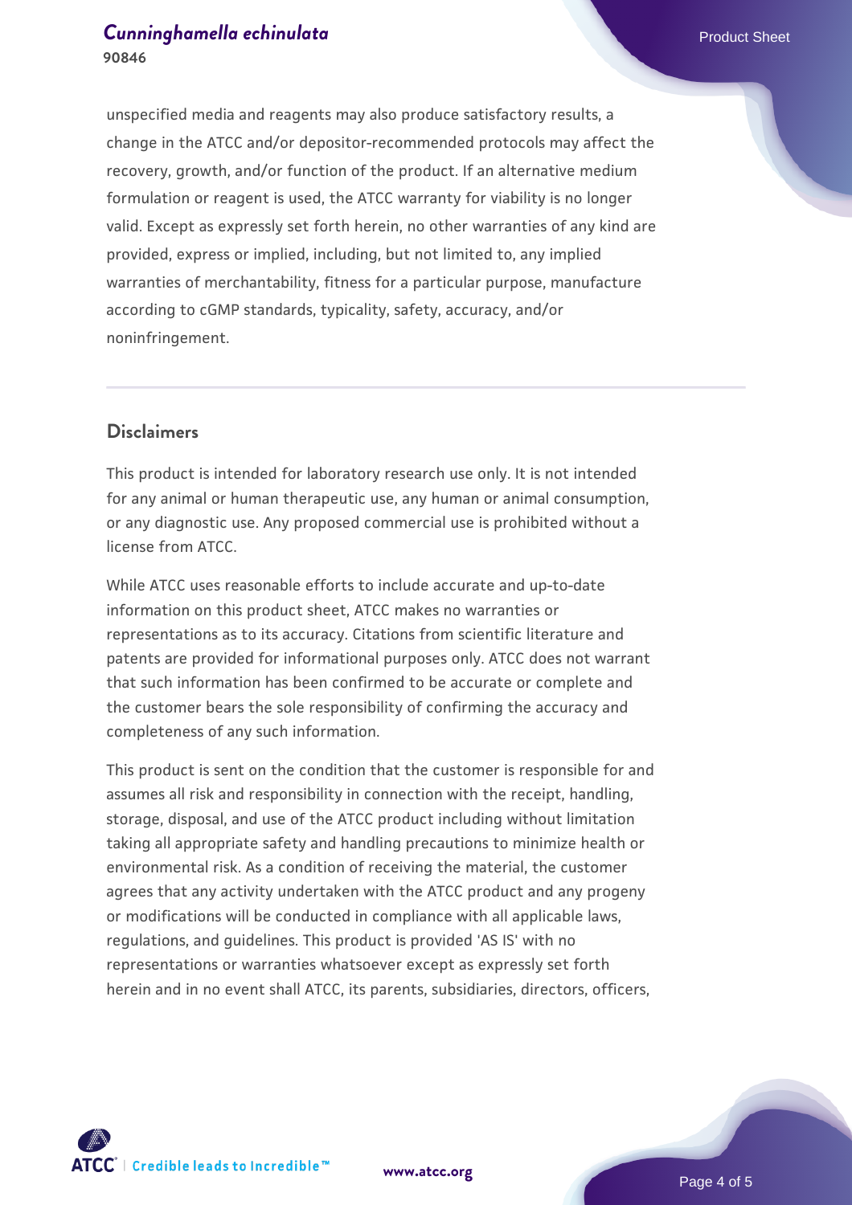unspecified media and reagents may also produce satisfactory results, a change in the ATCC and/or depositor-recommended protocols may affect the recovery, growth, and/or function of the product. If an alternative medium formulation or reagent is used, the ATCC warranty for viability is no longer valid. Except as expressly set forth herein, no other warranties of any kind are provided, express or implied, including, but not limited to, any implied warranties of merchantability, fitness for a particular purpose, manufacture according to cGMP standards, typicality, safety, accuracy, and/or noninfringement.

## Disclaimers

This product is intended for laboratory research use only. It is not intended for any animal or human therapeutic use, any human or animal consumption, or any diagnostic use. Any proposed commercial use is prohibited without a license from ATCC.

While ATCC uses reasonable efforts to include accurate and up-to-date information on this product sheet, ATCC makes no warranties or representations as to its accuracy. Citations from scientific literature and patents are provided for informational purposes only. ATCC does not warrant that such information has been confirmed to be accurate or complete and the customer bears the sole responsibility of confirming the accuracy and completeness of any such information.

This product is sent on the condition that the customer is responsible for and assumes all risk and responsibility in connection with the receipt, handling, storage, disposal, and use of the ATCC product including without limitation taking all appropriate safety and handling precautions to minimize health or environmental risk. As a condition of receiving the material, the customer agrees that any activity undertaken with the ATCC product and any progeny or modifications will be conducted in compliance with all applicable laws, regulations, and guidelines. This product is provided 'AS IS' with no representations or warranties whatsoever except as expressly set forth herein and in no event shall ATCC, its parents, subsidiaries, directors, officers,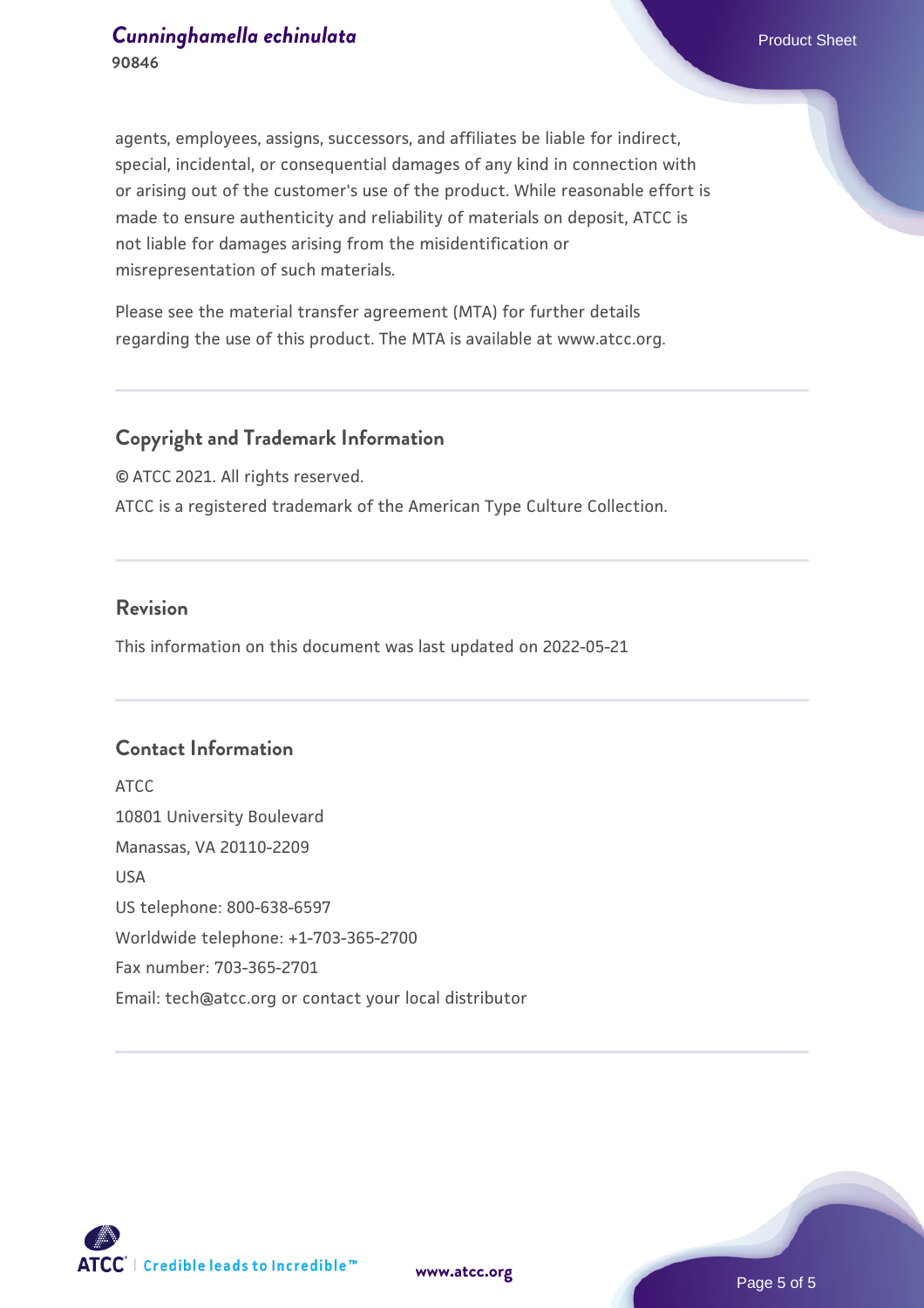agents, employees, assigns, successors, and affiliates be liable for indirect, special, incidental, or consequential damages of any kind in connection with or arising out of the customer's use of the product. While reasonable effort is made to ensure authenticity and reliability of materials on deposit, ATCC is not liable for damages arising from the misidentification or misrepresentation of such materials.

Please see the material transfer agreement (MTA) for further details regarding the use of this product. The MTA is available at www.atcc.org.

## Copyright and Trademark Information

© ATCC 2021. All rights reserved.

ATCC is a registered trademark of the American Type Culture Collection.

## Revision

This information on this document was last updated on 2022-05-21

## Contact Information

ATCC
10801 University Boulevard
Manassas, VA 20110-2209
USA
US telephone: 800-638-6597
Worldwide telephone: +1-703-365-2700
Fax number: 703-365-2701
Email: tech@atcc.org or contact your local distributor